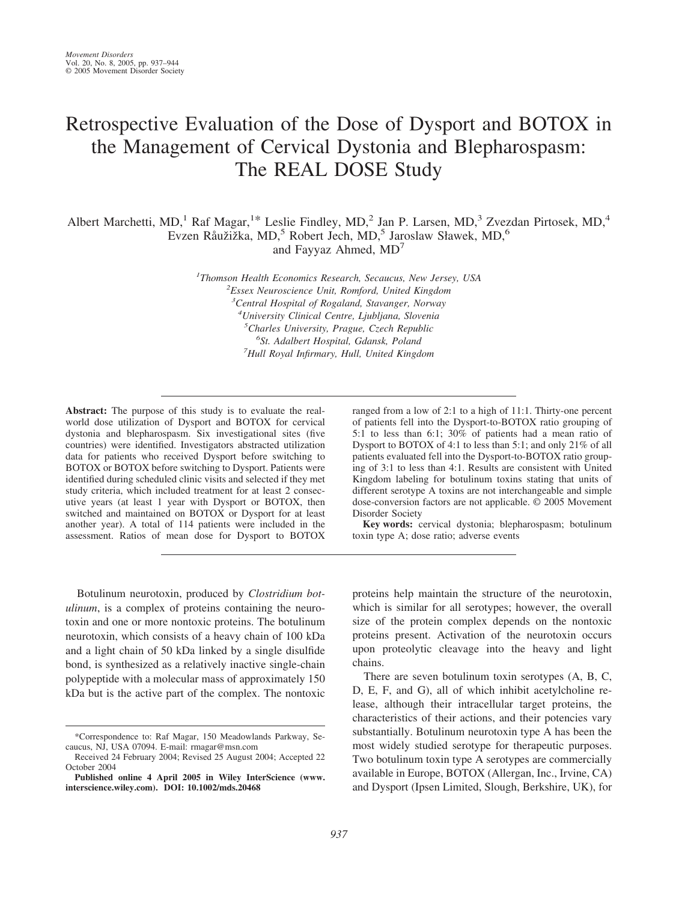# Retrospective Evaluation of the Dose of Dysport and BOTOX in the Management of Cervical Dystonia and Blepharospasm: The REAL DOSE Study

Albert Marchetti, MD,[1] Raf Magar,[1]* Leslie Findley, MD,[2] Jan P. Larsen, MD,[3] Zvezdan Pirtosek, MD,[4] Evzen Růžička, MD,[5] Robert Jech, MD,[5] Jaroslaw Sławek, MD,[6] and Fayyaz Ahmed, MD[7]

[1]*Thomson Health Economics Research, Secaucus, New Jersey, USA*
[2]*Essex Neuroscience Unit, Romford, United Kingdom*
[3]*Central Hospital of Rogaland, Stavanger, Norway*
[4]*University Clinical Centre, Ljubljana, Slovenia*
[5]*Charles University, Prague, Czech Republic*
[6]*St. Adalbert Hospital, Gdansk, Poland*
[7]*Hull Royal Infirmary, Hull, United Kingdom*

**Abstract:** The purpose of this study is to evaluate the real-world dose utilization of Dysport and BOTOX for cervical dystonia and blepharospasm. Six investigational sites (five countries) were identified. Investigators abstracted utilization data for patients who received Dysport before switching to BOTOX or BOTOX before switching to Dysport. Patients were identified during scheduled clinic visits and selected if they met study criteria, which included treatment for at least 2 consecutive years (at least 1 year with Dysport or BOTOX, then switched and maintained on BOTOX or Dysport for at least another year). A total of 114 patients were included in the assessment. Ratios of mean dose for Dysport to BOTOX ranged from a low of 2:1 to a high of 11:1. Thirty-one percent of patients fell into the Dysport-to-BOTOX ratio grouping of 5:1 to less than 6:1; 30% of patients had a mean ratio of Dysport to BOTOX of 4:1 to less than 5:1; and only 21% of all patients evaluated fell into the Dysport-to-BOTOX ratio grouping of 3:1 to less than 4:1. Results are consistent with United Kingdom labeling for botulinum toxins stating that units of different serotype A toxins are not interchangeable and simple dose-conversion factors are not applicable. © 2005 Movement Disorder Society

**Key words:** cervical dystonia; blepharospasm; botulinum toxin type A; dose ratio; adverse events

Botulinum neurotoxin, produced by *Clostridium botulinum*, is a complex of proteins containing the neurotoxin and one or more nontoxic proteins. The botulinum neurotoxin, which consists of a heavy chain of 100 kDa and a light chain of 50 kDa linked by a single disulfide bond, is synthesized as a relatively inactive single-chain polypeptide with a molecular mass of approximately 150 kDa but is the active part of the complex. The nontoxic proteins help maintain the structure of the neurotoxin, which is similar for all serotypes; however, the overall size of the protein complex depends on the nontoxic proteins present. Activation of the neurotoxin occurs upon proteolytic cleavage into the heavy and light chains.

There are seven botulinum toxin serotypes (A, B, C, D, E, F, and G), all of which inhibit acetylcholine release, although their intracellular target proteins, the characteristics of their actions, and their potencies vary substantially. Botulinum neurotoxin type A has been the most widely studied serotype for therapeutic purposes. Two botulinum toxin type A serotypes are commercially available in Europe, BOTOX (Allergan, Inc., Irvine, CA) and Dysport (Ipsen Limited, Slough, Berkshire, UK), for

*Correspondence to: Raf Magar, 150 Meadowlands Parkway, Secaucus, NJ, USA 07094. E-mail: rmagar@msn.com

Received 24 February 2004; Revised 25 August 2004; Accepted 22 October 2004

**Published online 4 April 2005 in Wiley InterScience (www.interscience.wiley.com). DOI: 10.1002/mds.20468**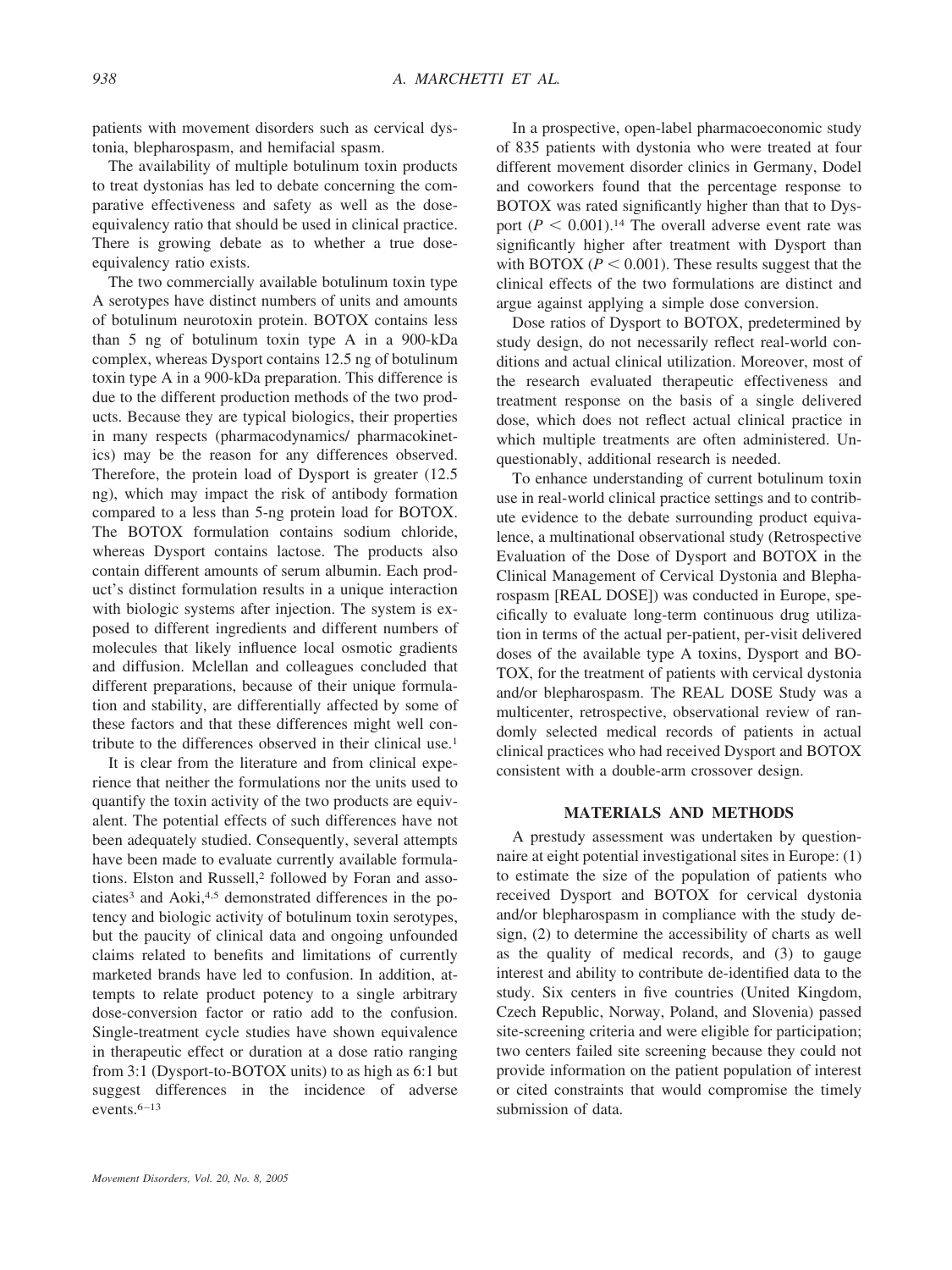patients with movement disorders such as cervical dystonia, blepharospasm, and hemifacial spasm.

The availability of multiple botulinum toxin products to treat dystonias has led to debate concerning the comparative effectiveness and safety as well as the dose-equivalency ratio that should be used in clinical practice. There is growing debate as to whether a true dose-equivalency ratio exists.

The two commercially available botulinum toxin type A serotypes have distinct numbers of units and amounts of botulinum neurotoxin protein. BOTOX contains less than 5 ng of botulinum toxin type A in a 900-kDa complex, whereas Dysport contains 12.5 ng of botulinum toxin type A in a 900-kDa preparation. This difference is due to the different production methods of the two products. Because they are typical biologics, their properties in many respects (pharmacodynamics/ pharmacokinetics) may be the reason for any differences observed. Therefore, the protein load of Dysport is greater (12.5 ng), which may impact the risk of antibody formation compared to a less than 5-ng protein load for BOTOX. The BOTOX formulation contains sodium chloride, whereas Dysport contains lactose. The products also contain different amounts of serum albumin. Each product's distinct formulation results in a unique interaction with biologic systems after injection. The system is exposed to different ingredients and different numbers of molecules that likely influence local osmotic gradients and diffusion. Mclellan and colleagues concluded that different preparations, because of their unique formulation and stability, are differentially affected by some of these factors and that these differences might well contribute to the differences observed in their clinical use.[1]

It is clear from the literature and from clinical experience that neither the formulations nor the units used to quantify the toxin activity of the two products are equivalent. The potential effects of such differences have not been adequately studied. Consequently, several attempts have been made to evaluate currently available formulations. Elston and Russell,[2] followed by Foran and associates[3] and Aoki,[4,5] demonstrated differences in the potency and biologic activity of botulinum toxin serotypes, but the paucity of clinical data and ongoing unfounded claims related to benefits and limitations of currently marketed brands have led to confusion. In addition, attempts to relate product potency to a single arbitrary dose-conversion factor or ratio add to the confusion. Single-treatment cycle studies have shown equivalence in therapeutic effect or duration at a dose ratio ranging from 3:1 (Dysport-to-BOTOX units) to as high as 6:1 but suggest differences in the incidence of adverse events.[6–13]

In a prospective, open-label pharmacoeconomic study of 835 patients with dystonia who were treated at four different movement disorder clinics in Germany, Dodel and coworkers found that the percentage response to BOTOX was rated significantly higher than that to Dysport ($P < 0.001$).[14] The overall adverse event rate was significantly higher after treatment with Dysport than with BOTOX ($P < 0.001$). These results suggest that the clinical effects of the two formulations are distinct and argue against applying a simple dose conversion.

Dose ratios of Dysport to BOTOX, predetermined by study design, do not necessarily reflect real-world conditions and actual clinical utilization. Moreover, most of the research evaluated therapeutic effectiveness and treatment response on the basis of a single delivered dose, which does not reflect actual clinical practice in which multiple treatments are often administered. Unquestionably, additional research is needed.

To enhance understanding of current botulinum toxin use in real-world clinical practice settings and to contribute evidence to the debate surrounding product equivalence, a multinational observational study (Retrospective Evaluation of the Dose of Dysport and BOTOX in the Clinical Management of Cervical Dystonia and Blepharospasm [REAL DOSE]) was conducted in Europe, specifically to evaluate long-term continuous drug utilization in terms of the actual per-patient, per-visit delivered doses of the available type A toxins, Dysport and BOTOX, for the treatment of patients with cervical dystonia and/or blepharospasm. The REAL DOSE Study was a multicenter, retrospective, observational review of randomly selected medical records of patients in actual clinical practices who had received Dysport and BOTOX consistent with a double-arm crossover design.

## MATERIALS AND METHODS

A prestudy assessment was undertaken by questionnaire at eight potential investigational sites in Europe: (1) to estimate the size of the population of patients who received Dysport and BOTOX for cervical dystonia and/or blepharospasm in compliance with the study design, (2) to determine the accessibility of charts as well as the quality of medical records, and (3) to gauge interest and ability to contribute de-identified data to the study. Six centers in five countries (United Kingdom, Czech Republic, Norway, Poland, and Slovenia) passed site-screening criteria and were eligible for participation; two centers failed site screening because they could not provide information on the patient population of interest or cited constraints that would compromise the timely submission of data.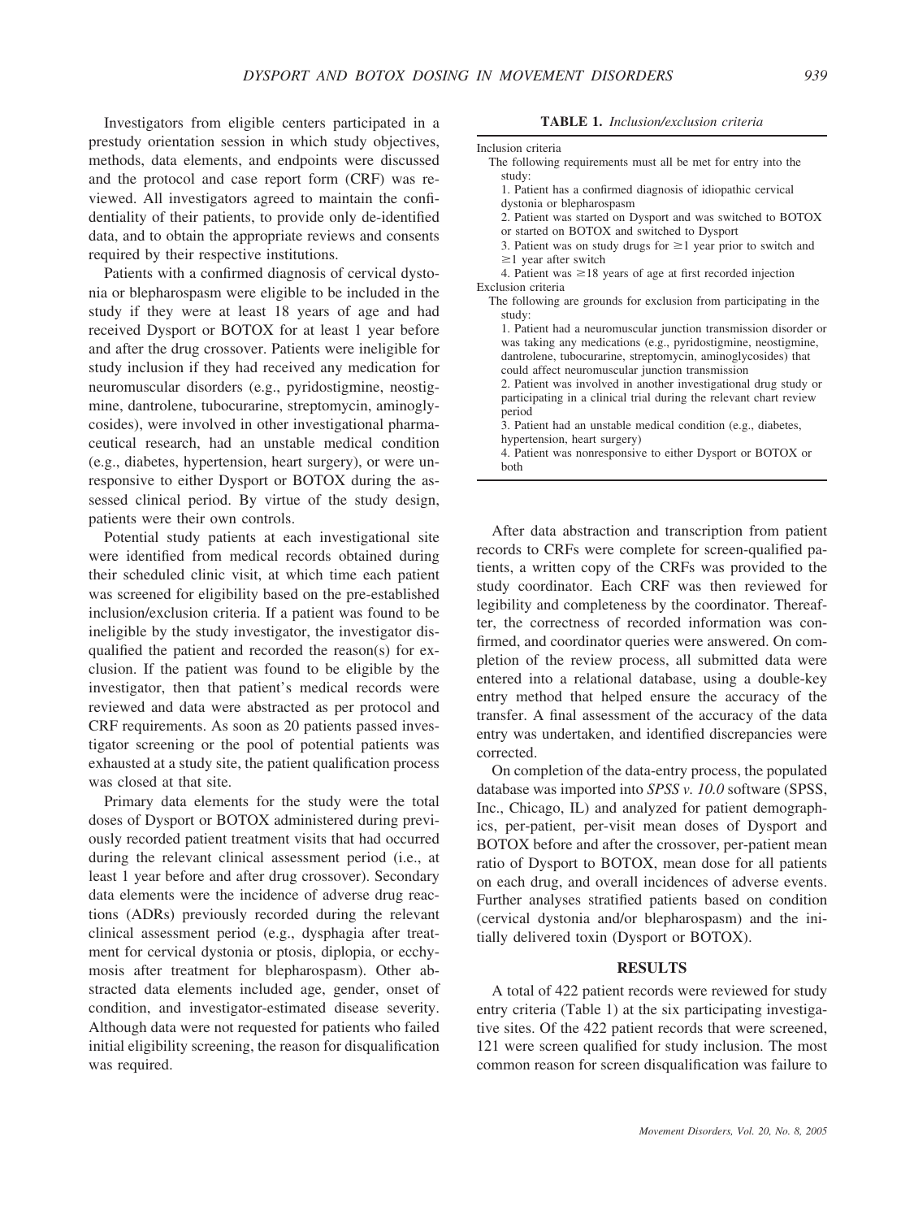Investigators from eligible centers participated in a prestudy orientation session in which study objectives, methods, data elements, and endpoints were discussed and the protocol and case report form (CRF) was reviewed. All investigators agreed to maintain the confidentiality of their patients, to provide only de-identified data, and to obtain the appropriate reviews and consents required by their respective institutions.

Patients with a confirmed diagnosis of cervical dystonia or blepharospasm were eligible to be included in the study if they were at least 18 years of age and had received Dysport or BOTOX for at least 1 year before and after the drug crossover. Patients were ineligible for study inclusion if they had received any medication for neuromuscular disorders (e.g., pyridostigmine, neostigmine, dantrolene, tubocurarine, streptomycin, aminoglycosides), were involved in other investigational pharmaceutical research, had an unstable medical condition (e.g., diabetes, hypertension, heart surgery), or were unresponsive to either Dysport or BOTOX during the assessed clinical period. By virtue of the study design, patients were their own controls.

Potential study patients at each investigational site were identified from medical records obtained during their scheduled clinic visit, at which time each patient was screened for eligibility based on the pre-established inclusion/exclusion criteria. If a patient was found to be ineligible by the study investigator, the investigator disqualified the patient and recorded the reason(s) for exclusion. If the patient was found to be eligible by the investigator, then that patient's medical records were reviewed and data were abstracted as per protocol and CRF requirements. As soon as 20 patients passed investigator screening or the pool of potential patients was exhausted at a study site, the patient qualification process was closed at that site.

Primary data elements for the study were the total doses of Dysport or BOTOX administered during previously recorded patient treatment visits that had occurred during the relevant clinical assessment period (i.e., at least 1 year before and after drug crossover). Secondary data elements were the incidence of adverse drug reactions (ADRs) previously recorded during the relevant clinical assessment period (e.g., dysphagia after treatment for cervical dystonia or ptosis, diplopia, or ecchymosis after treatment for blepharospasm). Other abstracted data elements included age, gender, onset of condition, and investigator-estimated disease severity. Although data were not requested for patients who failed initial eligibility screening, the reason for disqualification was required.

**TABLE 1.** *Inclusion/exclusion criteria*

| |
|---|
| Inclusion criteria |
| The following requirements must all be met for entry into the study: |
| 1. Patient has a confirmed diagnosis of idiopathic cervical dystonia or blepharospasm |
| 2. Patient was started on Dysport and was switched to BOTOX or started on BOTOX and switched to Dysport |
| 3. Patient was on study drugs for ≥1 year prior to switch and ≥1 year after switch |
| 4. Patient was ≥18 years of age at first recorded injection |
| Exclusion criteria |
| The following are grounds for exclusion from participating in the study: |
| 1. Patient had a neuromuscular junction transmission disorder or was taking any medications (e.g., pyridostigmine, neostigmine, dantrolene, tubocurarine, streptomycin, aminoglycosides) that could affect neuromuscular junction transmission |
| 2. Patient was involved in another investigational drug study or participating in a clinical trial during the relevant chart review period |
| 3. Patient had an unstable medical condition (e.g., diabetes, hypertension, heart surgery) |
| 4. Patient was nonresponsive to either Dysport or BOTOX or both |

After data abstraction and transcription from patient records to CRFs were complete for screen-qualified patients, a written copy of the CRFs was provided to the study coordinator. Each CRF was then reviewed for legibility and completeness by the coordinator. Thereafter, the correctness of recorded information was confirmed, and coordinator queries were answered. On completion of the review process, all submitted data were entered into a relational database, using a double-key entry method that helped ensure the accuracy of the transfer. A final assessment of the accuracy of the data entry was undertaken, and identified discrepancies were corrected.

On completion of the data-entry process, the populated database was imported into *SPSS v. 10.0* software (SPSS, Inc., Chicago, IL) and analyzed for patient demographics, per-patient, per-visit mean doses of Dysport and BOTOX before and after the crossover, per-patient mean ratio of Dysport to BOTOX, mean dose for all patients on each drug, and overall incidences of adverse events. Further analyses stratified patients based on condition (cervical dystonia and/or blepharospasm) and the initially delivered toxin (Dysport or BOTOX).

## RESULTS

A total of 422 patient records were reviewed for study entry criteria (Table 1) at the six participating investigative sites. Of the 422 patient records that were screened, 121 were screen qualified for study inclusion. The most common reason for screen disqualification was failure to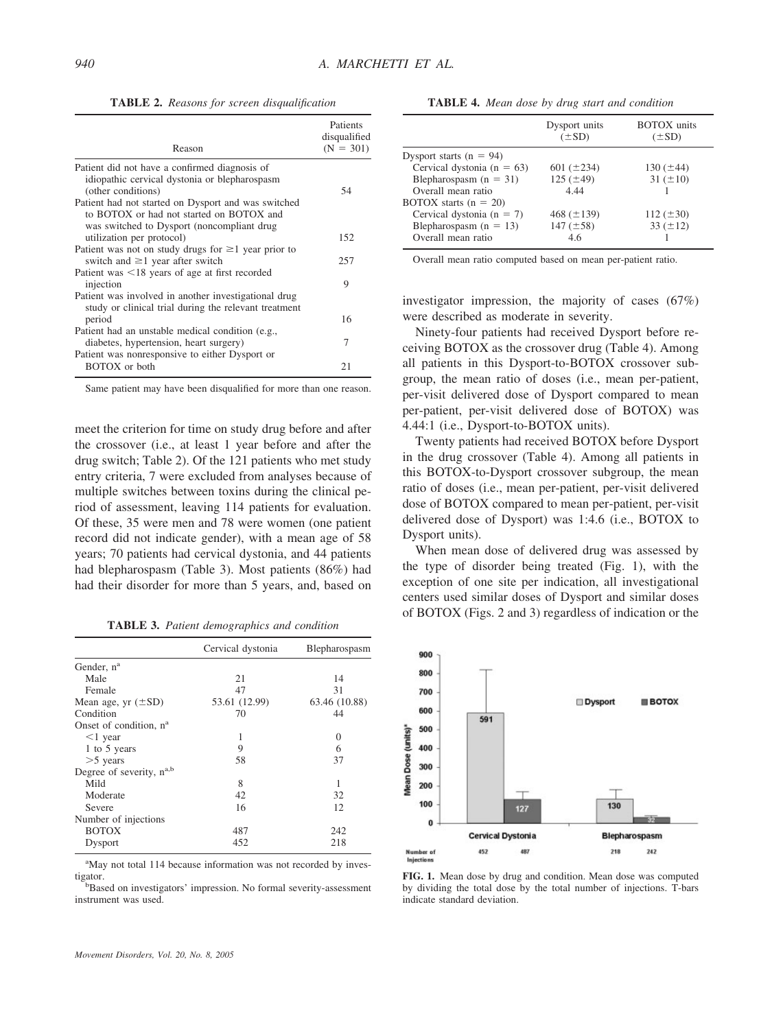**TABLE 2.** *Reasons for screen disqualification*

| Reason | Patients disqualified (N = 301) |
|---|---|
| Patient did not have a confirmed diagnosis of idiopathic cervical dystonia or blepharospasm (other conditions) | 54 |
| Patient had not started on Dysport and was switched to BOTOX or had not started on BOTOX and was switched to Dysport (noncompliant drug utilization per protocol) | 152 |
| Patient was not on study drugs for ≥1 year prior to switch and ≥1 year after switch | 257 |
| Patient was <18 years of age at first recorded injection | 9 |
| Patient was involved in another investigational drug study or clinical trial during the relevant treatment period | 16 |
| Patient had an unstable medical condition (e.g., diabetes, hypertension, heart surgery) | 7 |
| Patient was nonresponsive to either Dysport or BOTOX or both | 21 |

Same patient may have been disqualified for more than one reason.

meet the criterion for time on study drug before and after the crossover (i.e., at least 1 year before and after the drug switch; Table 2). Of the 121 patients who met study entry criteria, 7 were excluded from analyses because of multiple switches between toxins during the clinical period of assessment, leaving 114 patients for evaluation. Of these, 35 were men and 78 were women (one patient record did not indicate gender), with a mean age of 58 years; 70 patients had cervical dystonia, and 44 patients had blepharospasm (Table 3). Most patients (86%) had had their disorder for more than 5 years, and, based on investigator impression, the majority of cases (67%) were described as moderate in severity.

**TABLE 3.** *Patient demographics and condition*

| | Cervical dystonia | Blepharospasm |
|---|---|---|
| Gender, n[a] | | |
| Male | 21 | 14 |
| Female | 47 | 31 |
| Mean age, yr (±SD) | 53.61 (12.99) | 63.46 (10.88) |
| Condition | 70 | 44 |
| Onset of condition, n[a] | | |
| <1 year | 1 | 0 |
| 1 to 5 years | 9 | 6 |
| >5 years | 58 | 37 |
| Degree of severity, n[a,b] | | |
| Mild | 8 | 1 |
| Moderate | 42 | 32 |
| Severe | 16 | 12 |
| Number of injections | | |
| BOTOX | 487 | 242 |
| Dysport | 452 | 218 |

[a]May not total 114 because information was not recorded by investigator.
[b]Based on investigators' impression. No formal severity-assessment instrument was used.

**TABLE 4.** *Mean dose by drug start and condition*

| | Dysport units (±SD) | BOTOX units (±SD) |
|---|---|---|
| Dysport starts (n = 94) | | |
| Cervical dystonia (n = 63) | 601 (±234) | 130 (±44) |
| Blepharospasm (n = 31) | 125 (±49) | 31 (±10) |
| Overall mean ratio | 4.44 | 1 |
| BOTOX starts (n = 20) | | |
| Cervical dystonia (n = 7) | 468 (±139) | 112 (±30) |
| Blepharospasm (n = 13) | 147 (±58) | 33 (±12) |
| Overall mean ratio | 4.6 | 1 |

Overall mean ratio computed based on mean per-patient ratio.

Ninety-four patients had received Dysport before receiving BOTOX as the crossover drug (Table 4). Among all patients in this Dysport-to-BOTOX crossover subgroup, the mean ratio of doses (i.e., mean per-patient, per-visit delivered dose of Dysport compared to mean per-patient, per-visit delivered dose of BOTOX) was 4.44:1 (i.e., Dysport-to-BOTOX units).

Twenty patients had received BOTOX before Dysport in the drug crossover (Table 4). Among all patients in this BOTOX-to-Dysport crossover subgroup, the mean ratio of doses (i.e., mean per-patient, per-visit delivered dose of BOTOX compared to mean per-patient, per-visit delivered dose of Dysport) was 1:4.6 (i.e., BOTOX to Dysport units).

When mean dose of delivered drug was assessed by the type of disorder being treated (Fig. 1), with the exception of one site per indication, all investigational centers used similar doses of Dysport and similar doses of BOTOX (Figs. 2 and 3) regardless of indication or the

**FIG. 1.** Mean dose by drug and condition. Mean dose was computed by dividing the total dose by the total number of injections. T-bars indicate standard deviation.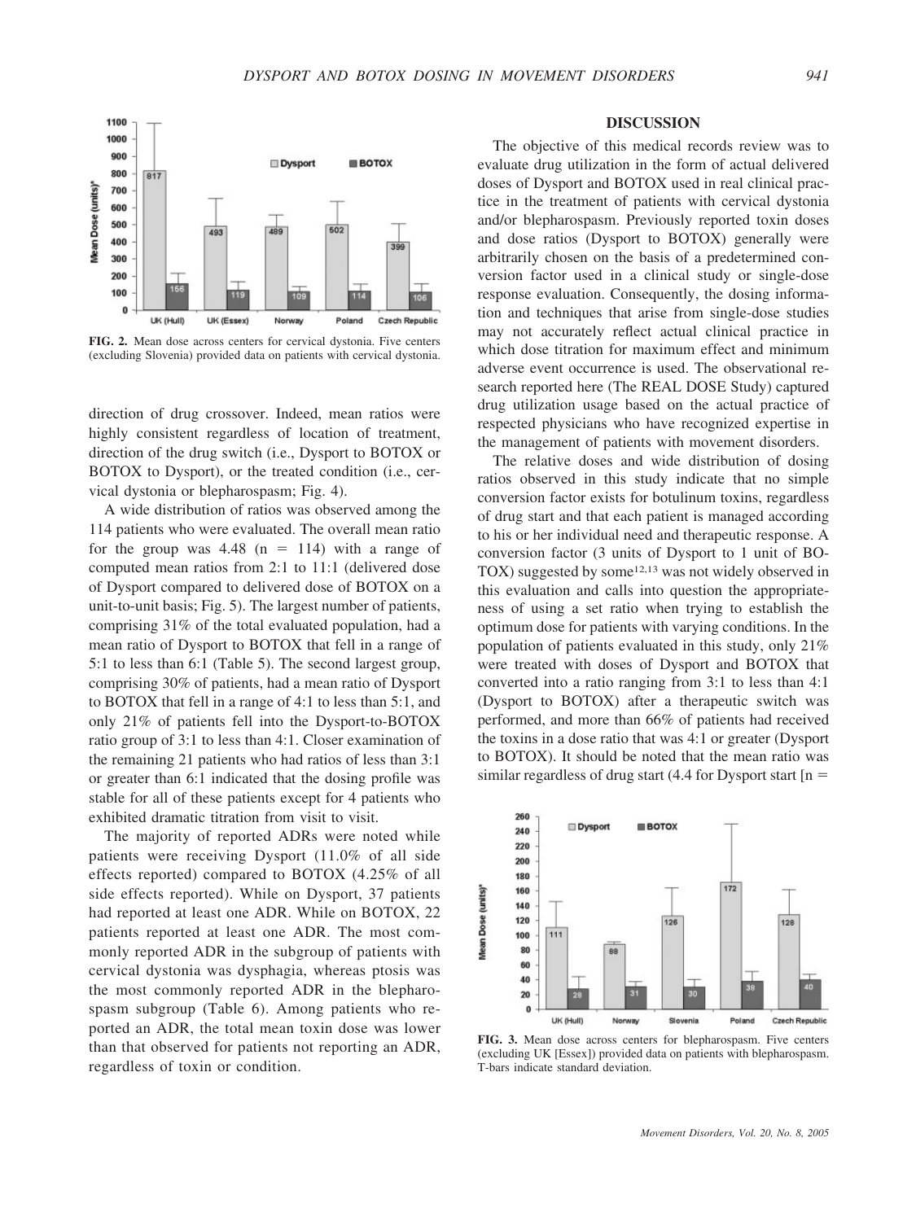FIG. 2. Mean dose across centers for cervical dystonia. Five centers (excluding Slovenia) provided data on patients with cervical dystonia.

direction of drug crossover. Indeed, mean ratios were highly consistent regardless of location of treatment, direction of the drug switch (i.e., Dysport to BOTOX or BOTOX to Dysport), or the treated condition (i.e., cervical dystonia or blepharospasm; Fig. 4).

A wide distribution of ratios was observed among the 114 patients who were evaluated. The overall mean ratio for the group was 4.48 (n = 114) with a range of computed mean ratios from 2:1 to 11:1 (delivered dose of Dysport compared to delivered dose of BOTOX on a unit-to-unit basis; Fig. 5). The largest number of patients, comprising 31% of the total evaluated population, had a mean ratio of Dysport to BOTOX that fell in a range of 5:1 to less than 6:1 (Table 5). The second largest group, comprising 30% of patients, had a mean ratio of Dysport to BOTOX that fell in a range of 4:1 to less than 5:1, and only 21% of patients fell into the Dysport-to-BOTOX ratio group of 3:1 to less than 4:1. Closer examination of the remaining 21 patients who had ratios of less than 3:1 or greater than 6:1 indicated that the dosing profile was stable for all of these patients except for 4 patients who exhibited dramatic titration from visit to visit.

The majority of reported ADRs were noted while patients were receiving Dysport (11.0% of all side effects reported) compared to BOTOX (4.25% of all side effects reported). While on Dysport, 37 patients had reported at least one ADR. While on BOTOX, 22 patients reported at least one ADR. The most commonly reported ADR in the subgroup of patients with cervical dystonia was dysphagia, whereas ptosis was the most commonly reported ADR in the blepharospasm subgroup (Table 6). Among patients who reported an ADR, the total mean toxin dose was lower than that observed for patients not reporting an ADR, regardless of toxin or condition.

## DISCUSSION

The objective of this medical records review was to evaluate drug utilization in the form of actual delivered doses of Dysport and BOTOX used in real clinical practice in the treatment of patients with cervical dystonia and/or blepharospasm. Previously reported toxin doses and dose ratios (Dysport to BOTOX) generally were arbitrarily chosen on the basis of a predetermined conversion factor used in a clinical study or single-dose response evaluation. Consequently, the dosing information and techniques that arise from single-dose studies may not accurately reflect actual clinical practice in which dose titration for maximum effect and minimum adverse event occurrence is used. The observational research reported here (The REAL DOSE Study) captured drug utilization usage based on the actual practice of respected physicians who have recognized expertise in the management of patients with movement disorders.

The relative doses and wide distribution of dosing ratios observed in this study indicate that no simple conversion factor exists for botulinum toxins, regardless of drug start and that each patient is managed according to his or her individual need and therapeutic response. A conversion factor (3 units of Dysport to 1 unit of BOTOX) suggested by some[12,13] was not widely observed in this evaluation and calls into question the appropriateness of using a set ratio when trying to establish the optimum dose for patients with varying conditions. In the population of patients evaluated in this study, only 21% were treated with doses of Dysport and BOTOX that converted into a ratio ranging from 3:1 to less than 4:1 (Dysport to BOTOX) after a therapeutic switch was performed, and more than 66% of patients had received the toxins in a dose ratio that was 4:1 or greater (Dysport to BOTOX). It should be noted that the mean ratio was similar regardless of drug start (4.4 for Dysport start [n =

FIG. 3. Mean dose across centers for blepharospasm. Five centers (excluding UK [Essex]) provided data on patients with blepharospasm. T-bars indicate standard deviation.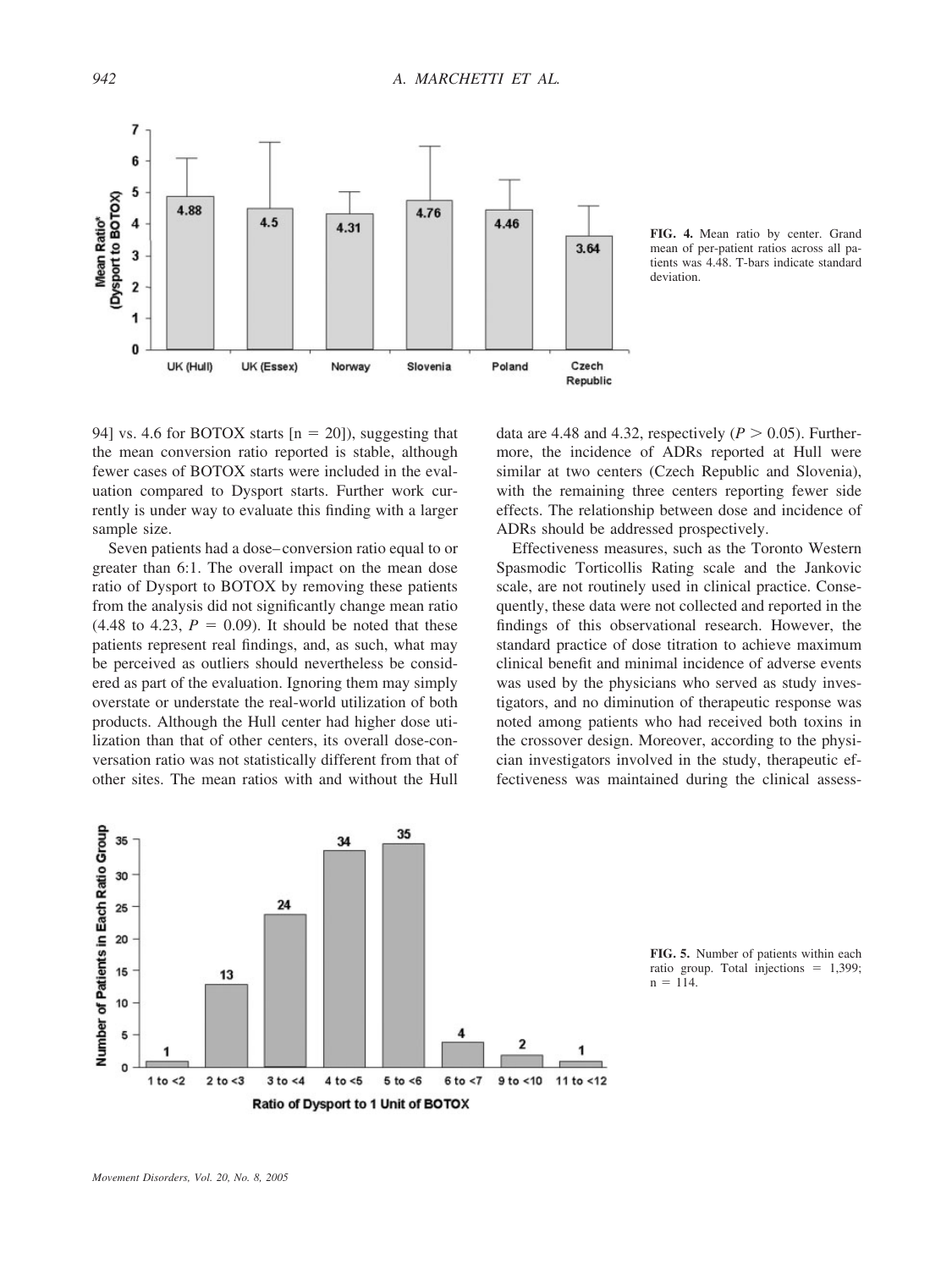FIG. 4. Mean ratio by center. Grand mean of per-patient ratios across all patients was 4.48. T-bars indicate standard deviation.

94] vs. 4.6 for BOTOX starts [n = 20]), suggesting that the mean conversion ratio reported is stable, although fewer cases of BOTOX starts were included in the evaluation compared to Dysport starts. Further work currently is under way to evaluate this finding with a larger sample size.

Seven patients had a dose–conversion ratio equal to or greater than 6:1. The overall impact on the mean dose ratio of Dysport to BOTOX by removing these patients from the analysis did not significantly change mean ratio (4.48 to 4.23, $P = 0.09$). It should be noted that these patients represent real findings, and, as such, what may be perceived as outliers should nevertheless be considered as part of the evaluation. Ignoring them may simply overstate or understate the real-world utilization of both products. Although the Hull center had higher dose utilization than that of other centers, its overall dose-conversation ratio was not statistically different from that of other sites. The mean ratios with and without the Hull data are 4.48 and 4.32, respectively ($P > 0.05$). Furthermore, the incidence of ADRs reported at Hull were similar at two centers (Czech Republic and Slovenia), with the remaining three centers reporting fewer side effects. The relationship between dose and incidence of ADRs should be addressed prospectively.

Effectiveness measures, such as the Toronto Western Spasmodic Torticollis Rating scale and the Jankovic scale, are not routinely used in clinical practice. Consequently, these data were not collected and reported in the findings of this observational research. However, the standard practice of dose titration to achieve maximum clinical benefit and minimal incidence of adverse events was used by the physicians who served as study investigators, and no diminution of therapeutic response was noted among patients who had received both toxins in the crossover design. Moreover, according to the physician investigators involved in the study, therapeutic effectiveness was maintained during the clinical assess-

FIG. 5. Number of patients within each ratio group. Total injections = 1,399; n = 114.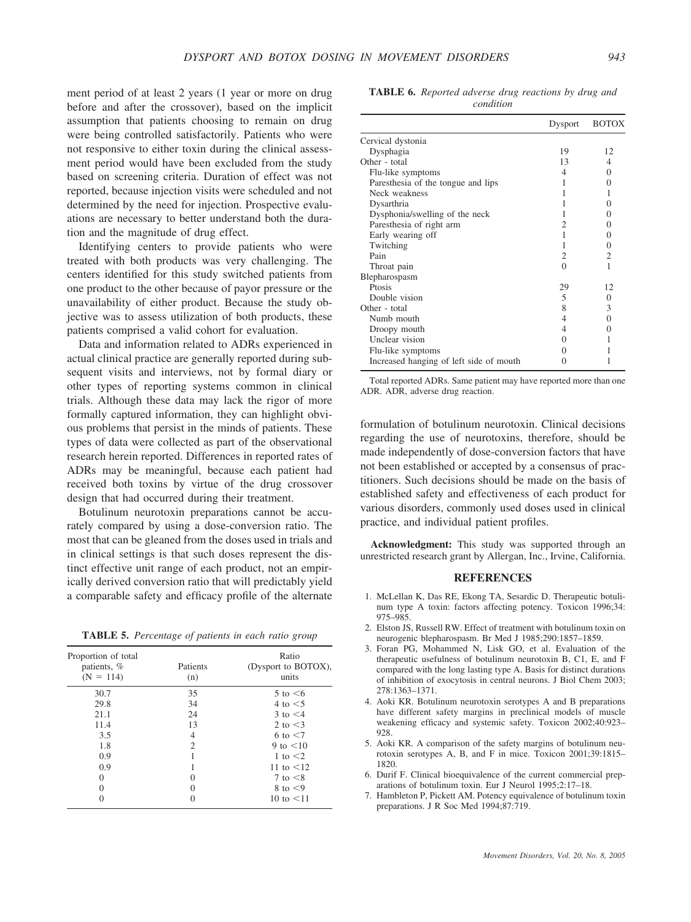ment period of at least 2 years (1 year or more on drug before and after the crossover), based on the implicit assumption that patients choosing to remain on drug were being controlled satisfactorily. Patients who were not responsive to either toxin during the clinical assessment period would have been excluded from the study based on screening criteria. Duration of effect was not reported, because injection visits were scheduled and not determined by the need for injection. Prospective evaluations are necessary to better understand both the duration and the magnitude of drug effect.

Identifying centers to provide patients who were treated with both products was very challenging. The centers identified for this study switched patients from one product to the other because of payor pressure or the unavailability of either product. Because the study objective was to assess utilization of both products, these patients comprised a valid cohort for evaluation.

Data and information related to ADRs experienced in actual clinical practice are generally reported during subsequent visits and interviews, not by formal diary or other types of reporting systems common in clinical trials. Although these data may lack the rigor of more formally captured information, they can highlight obvious problems that persist in the minds of patients. These types of data were collected as part of the observational research herein reported. Differences in reported rates of ADRs may be meaningful, because each patient had received both toxins by virtue of the drug crossover design that had occurred during their treatment.

Botulinum neurotoxin preparations cannot be accurately compared by using a dose-conversion ratio. The most that can be gleaned from the doses used in trials and in clinical settings is that such doses represent the distinct effective unit range of each product, not an empirically derived conversion ratio that will predictably yield a comparable safety and efficacy profile of the alternate formulation of botulinum neurotoxin. Clinical decisions regarding the use of neurotoxins, therefore, should be made independently of dose-conversion factors that have not been established or accepted by a consensus of practitioners. Such decisions should be made on the basis of established safety and effectiveness of each product for various disorders, commonly used doses used in clinical practice, and individual patient profiles.

**TABLE 5.** *Percentage of patients in each ratio group*

| Proportion of total patients, % (N = 114) | Patients (n) | Ratio (Dysport to BOTOX), units |
|---|---|---|
| 30.7 | 35 | 5 to <6 |
| 29.8 | 34 | 4 to <5 |
| 21.1 | 24 | 3 to <4 |
| 11.4 | 13 | 2 to <3 |
| 3.5 | 4 | 6 to <7 |
| 1.8 | 2 | 9 to <10 |
| 0.9 | 1 | 1 to <2 |
| 0.9 | 1 | 11 to <12 |
| 0 | 0 | 7 to <8 |
| 0 | 0 | 8 to <9 |
| 0 | 0 | 10 to <11 |

**TABLE 6.** *Reported adverse drug reactions by drug and condition*

| | Dysport | BOTOX |
|---|---|---|
| Cervical dystonia | | |
| Dysphagia | 19 | 12 |
| Other - total | 13 | 4 |
| Flu-like symptoms | 4 | 0 |
| Paresthesia of the tongue and lips | 1 | 0 |
| Neck weakness | 1 | 1 |
| Dysarthria | 1 | 0 |
| Dysphonia/swelling of the neck | 1 | 0 |
| Paresthesia of right arm | 2 | 0 |
| Early wearing off | 1 | 0 |
| Twitching | 1 | 0 |
| Pain | 2 | 2 |
| Throat pain | 0 | 1 |
| Blepharospasm | | |
| Ptosis | 29 | 12 |
| Double vision | 5 | 0 |
| Other - total | 8 | 3 |
| Numb mouth | 4 | 0 |
| Droopy mouth | 4 | 0 |
| Unclear vision | 0 | 1 |
| Flu-like symptoms | 0 | 1 |
| Increased hanging of left side of mouth | 0 | 1 |

Total reported ADRs. Same patient may have reported more than one ADR. ADR, adverse drug reaction.

**Acknowledgment:** This study was supported through an unrestricted research grant by Allergan, Inc., Irvine, California.

## REFERENCES

1. McLellan K, Das RE, Ekong TA, Sesardic D. Therapeutic botulinum type A toxin: factors affecting potency. Toxicon 1996;34: 975–985.
2. Elston JS, Russell RW. Effect of treatment with botulinum toxin on neurogenic blepharospasm. Br Med J 1985;290:1857–1859.
3. Foran PG, Mohammed N, Lisk GO, et al. Evaluation of the therapeutic usefulness of botulinum neurotoxin B, C1, E, and F compared with the long lasting type A. Basis for distinct durations of inhibition of exocytosis in central neurons. J Biol Chem 2003; 278:1363–1371.
4. Aoki KR. Botulinum neurotoxin serotypes A and B preparations have different safety margins in preclinical models of muscle weakening efficacy and systemic safety. Toxicon 2002;40:923–928.
5. Aoki KR. A comparison of the safety margins of botulinum neurotoxin serotypes A, B, and F in mice. Toxicon 2001;39:1815–1820.
6. Durif F. Clinical bioequivalence of the current commercial preparations of botulinum toxin. Eur J Neurol 1995;2:17–18.
7. Hambleton P, Pickett AM. Potency equivalence of botulinum toxin preparations. J R Soc Med 1994;87:719.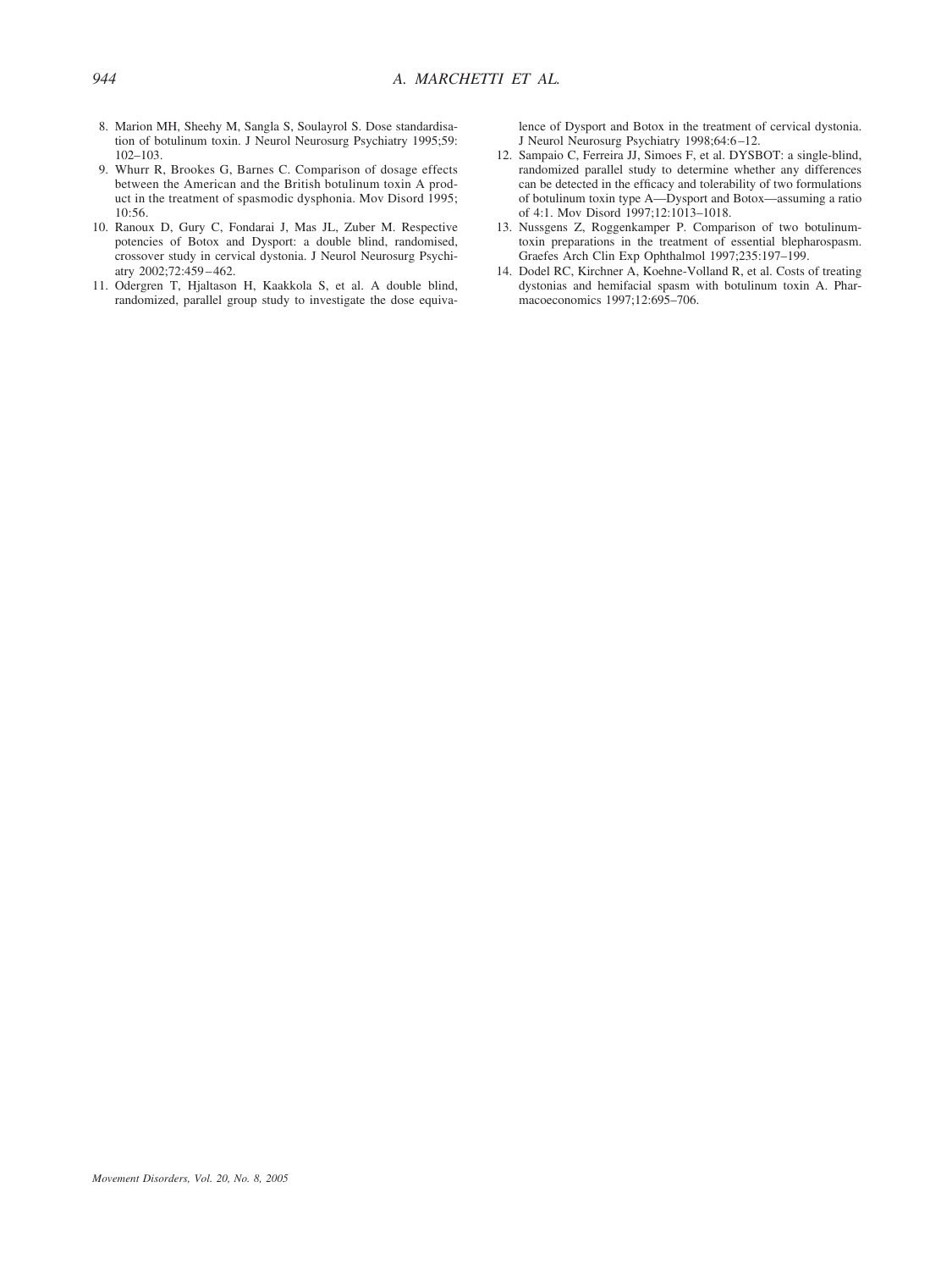8. Marion MH, Sheehy M, Sangla S, Soulayrol S. Dose standardisation of botulinum toxin. J Neurol Neurosurg Psychiatry 1995;59: 102–103.
9. Whurr R, Brookes G, Barnes C. Comparison of dosage effects between the American and the British botulinum toxin A product in the treatment of spasmodic dysphonia. Mov Disord 1995; 10:56.
10. Ranoux D, Gury C, Fondarai J, Mas JL, Zuber M. Respective potencies of Botox and Dysport: a double blind, randomised, crossover study in cervical dystonia. J Neurol Neurosurg Psychiatry 2002;72:459–462.
11. Odergren T, Hjaltason H, Kaakkola S, et al. A double blind, randomized, parallel group study to investigate the dose equivalence of Dysport and Botox in the treatment of cervical dystonia. J Neurol Neurosurg Psychiatry 1998;64:6–12.
12. Sampaio C, Ferreira JJ, Simoes F, et al. DYSBOT: a single-blind, randomized parallel study to determine whether any differences can be detected in the efficacy and tolerability of two formulations of botulinum toxin type A—Dysport and Botox—assuming a ratio of 4:1. Mov Disord 1997;12:1013–1018.
13. Nussgens Z, Roggenkamper P. Comparison of two botulinum-toxin preparations in the treatment of essential blepharospasm. Graefes Arch Clin Exp Ophthalmol 1997;235:197–199.
14. Dodel RC, Kirchner A, Koehne-Volland R, et al. Costs of treating dystonias and hemifacial spasm with botulinum toxin A. Pharmacoeconomics 1997;12:695–706.